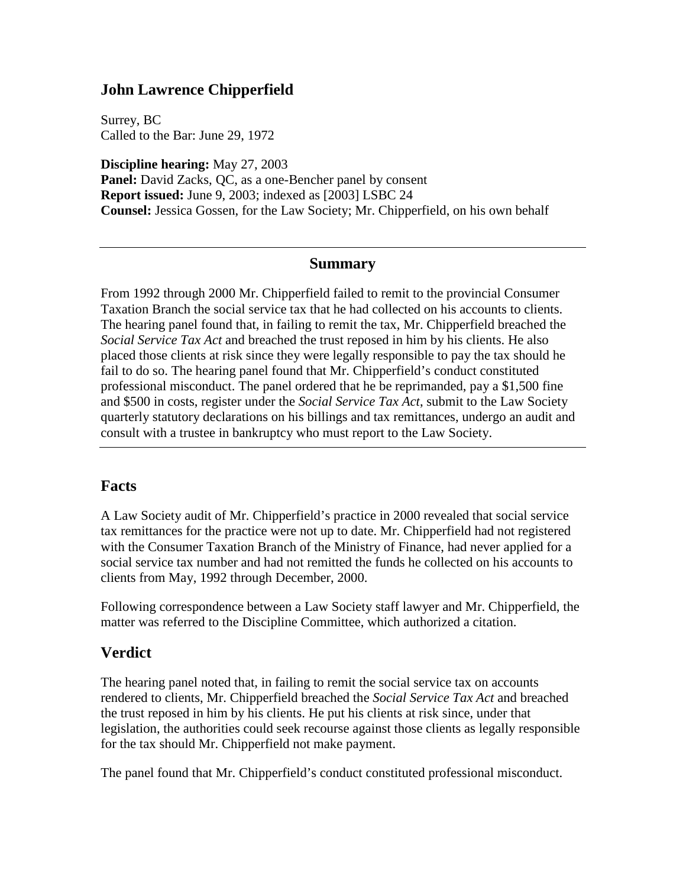# John Lawrence Chipperfield

Surrey, BC
Called to the Bar: June 29, 1972

**Discipline hearing:** May 27, 2003
**Panel:** David Zacks, QC, as a one-Bencher panel by consent
**Report issued:** June 9, 2003; indexed as [2003] LSBC 24
**Counsel:** Jessica Gossen, for the Law Society; Mr. Chipperfield, on his own behalf

---

## Summary

From 1992 through 2000 Mr. Chipperfield failed to remit to the provincial Consumer Taxation Branch the social service tax that he had collected on his accounts to clients. The hearing panel found that, in failing to remit the tax, Mr. Chipperfield breached the *Social Service Tax Act* and breached the trust reposed in him by his clients. He also placed those clients at risk since they were legally responsible to pay the tax should he fail to do so. The hearing panel found that Mr. Chipperfield's conduct constituted professional misconduct. The panel ordered that he be reprimanded, pay a $1,500 fine and $500 in costs, register under the *Social Service Tax Act*, submit to the Law Society quarterly statutory declarations on his billings and tax remittances, undergo an audit and consult with a trustee in bankruptcy who must report to the Law Society.

---

## Facts

A Law Society audit of Mr. Chipperfield's practice in 2000 revealed that social service tax remittances for the practice were not up to date. Mr. Chipperfield had not registered with the Consumer Taxation Branch of the Ministry of Finance, had never applied for a social service tax number and had not remitted the funds he collected on his accounts to clients from May, 1992 through December, 2000.

Following correspondence between a Law Society staff lawyer and Mr. Chipperfield, the matter was referred to the Discipline Committee, which authorized a citation.

## Verdict

The hearing panel noted that, in failing to remit the social service tax on accounts rendered to clients, Mr. Chipperfield breached the *Social Service Tax Act* and breached the trust reposed in him by his clients. He put his clients at risk since, under that legislation, the authorities could seek recourse against those clients as legally responsible for the tax should Mr. Chipperfield not make payment.

The panel found that Mr. Chipperfield's conduct constituted professional misconduct.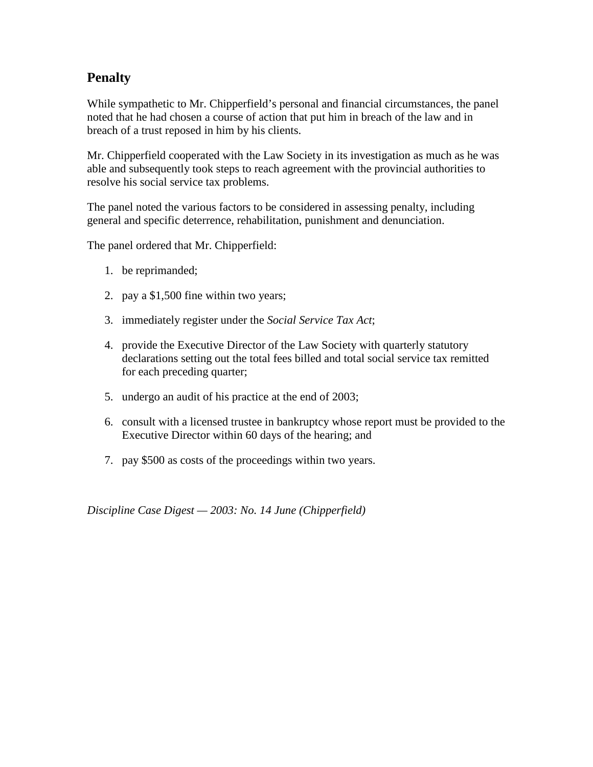## Penalty

While sympathetic to Mr. Chipperfield's personal and financial circumstances, the panel noted that he had chosen a course of action that put him in breach of the law and in breach of a trust reposed in him by his clients.

Mr. Chipperfield cooperated with the Law Society in its investigation as much as he was able and subsequently took steps to reach agreement with the provincial authorities to resolve his social service tax problems.

The panel noted the various factors to be considered in assessing penalty, including general and specific deterrence, rehabilitation, punishment and denunciation.

The panel ordered that Mr. Chipperfield:

1. be reprimanded;
2. pay a $1,500 fine within two years;
3. immediately register under the *Social Service Tax Act*;
4. provide the Executive Director of the Law Society with quarterly statutory declarations setting out the total fees billed and total social service tax remitted for each preceding quarter;
5. undergo an audit of his practice at the end of 2003;
6. consult with a licensed trustee in bankruptcy whose report must be provided to the Executive Director within 60 days of the hearing; and
7. pay $500 as costs of the proceedings within two years.

*Discipline Case Digest — 2003: No. 14 June (Chipperfield)*